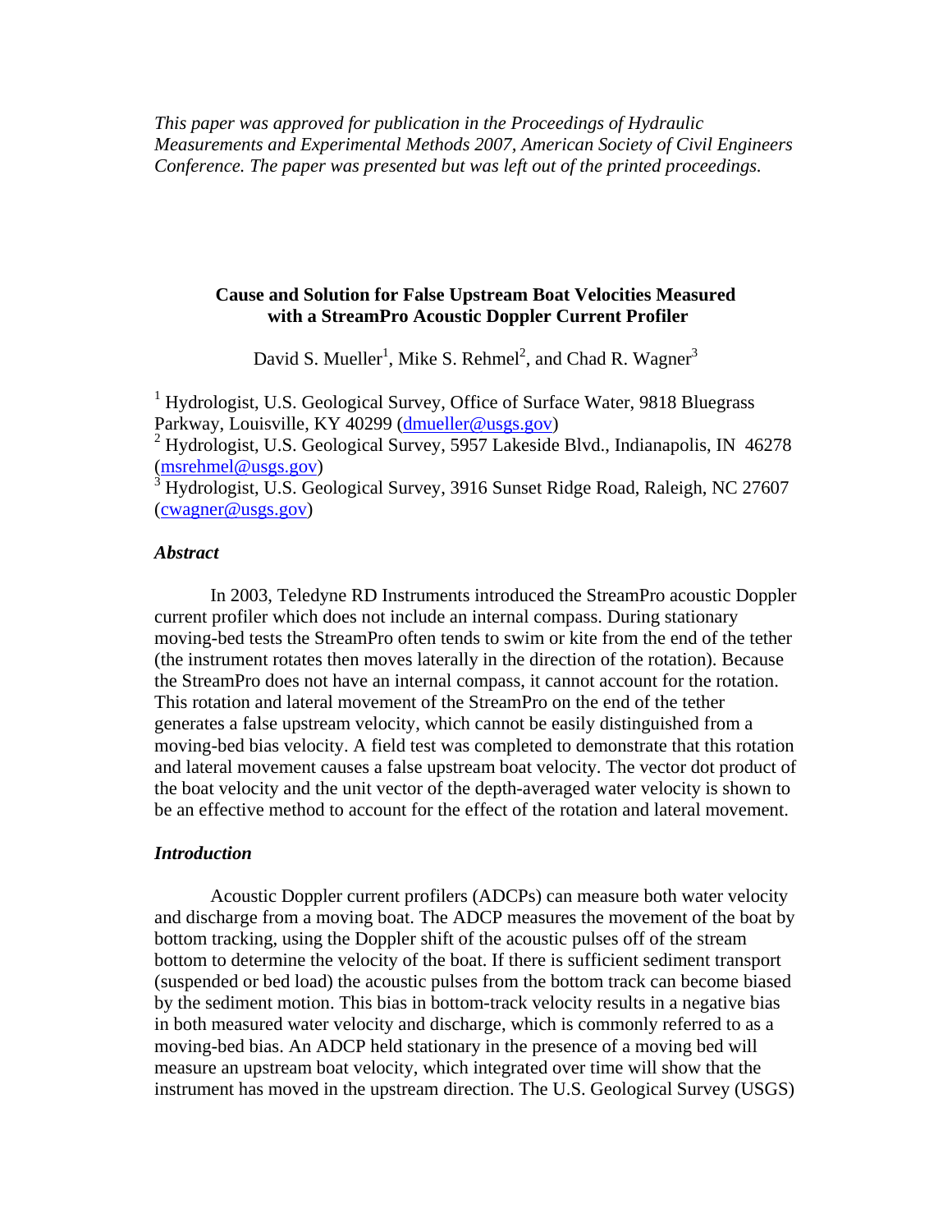*This paper was approved for publication in the Proceedings of Hydraulic Measurements and Experimental Methods 2007, American Society of Civil Engineers Conference. The paper was presented but was left out of the printed proceedings.*

# Cause and Solution for False Upstream Boat Velocities Measured with a StreamPro Acoustic Doppler Current Profiler

David S. Mueller[1], Mike S. Rehmel[2], and Chad R. Wagner[3]

[1] Hydrologist, U.S. Geological Survey, Office of Surface Water, 9818 Bluegrass Parkway, Louisville, KY 40299 (dmueller@usgs.gov)
[2] Hydrologist, U.S. Geological Survey, 5957 Lakeside Blvd., Indianapolis, IN 46278 (msrehmel@usgs.gov)
[3] Hydrologist, U.S. Geological Survey, 3916 Sunset Ridge Road, Raleigh, NC 27607 (cwagner@usgs.gov)

## *Abstract*

In 2003, Teledyne RD Instruments introduced the StreamPro acoustic Doppler current profiler which does not include an internal compass. During stationary moving-bed tests the StreamPro often tends to swim or kite from the end of the tether (the instrument rotates then moves laterally in the direction of the rotation). Because the StreamPro does not have an internal compass, it cannot account for the rotation. This rotation and lateral movement of the StreamPro on the end of the tether generates a false upstream velocity, which cannot be easily distinguished from a moving-bed bias velocity. A field test was completed to demonstrate that this rotation and lateral movement causes a false upstream boat velocity. The vector dot product of the boat velocity and the unit vector of the depth-averaged water velocity is shown to be an effective method to account for the effect of the rotation and lateral movement.

## *Introduction*

Acoustic Doppler current profilers (ADCPs) can measure both water velocity and discharge from a moving boat. The ADCP measures the movement of the boat by bottom tracking, using the Doppler shift of the acoustic pulses off of the stream bottom to determine the velocity of the boat. If there is sufficient sediment transport (suspended or bed load) the acoustic pulses from the bottom track can become biased by the sediment motion. This bias in bottom-track velocity results in a negative bias in both measured water velocity and discharge, which is commonly referred to as a moving-bed bias. An ADCP held stationary in the presence of a moving bed will measure an upstream boat velocity, which integrated over time will show that the instrument has moved in the upstream direction. The U.S. Geological Survey (USGS)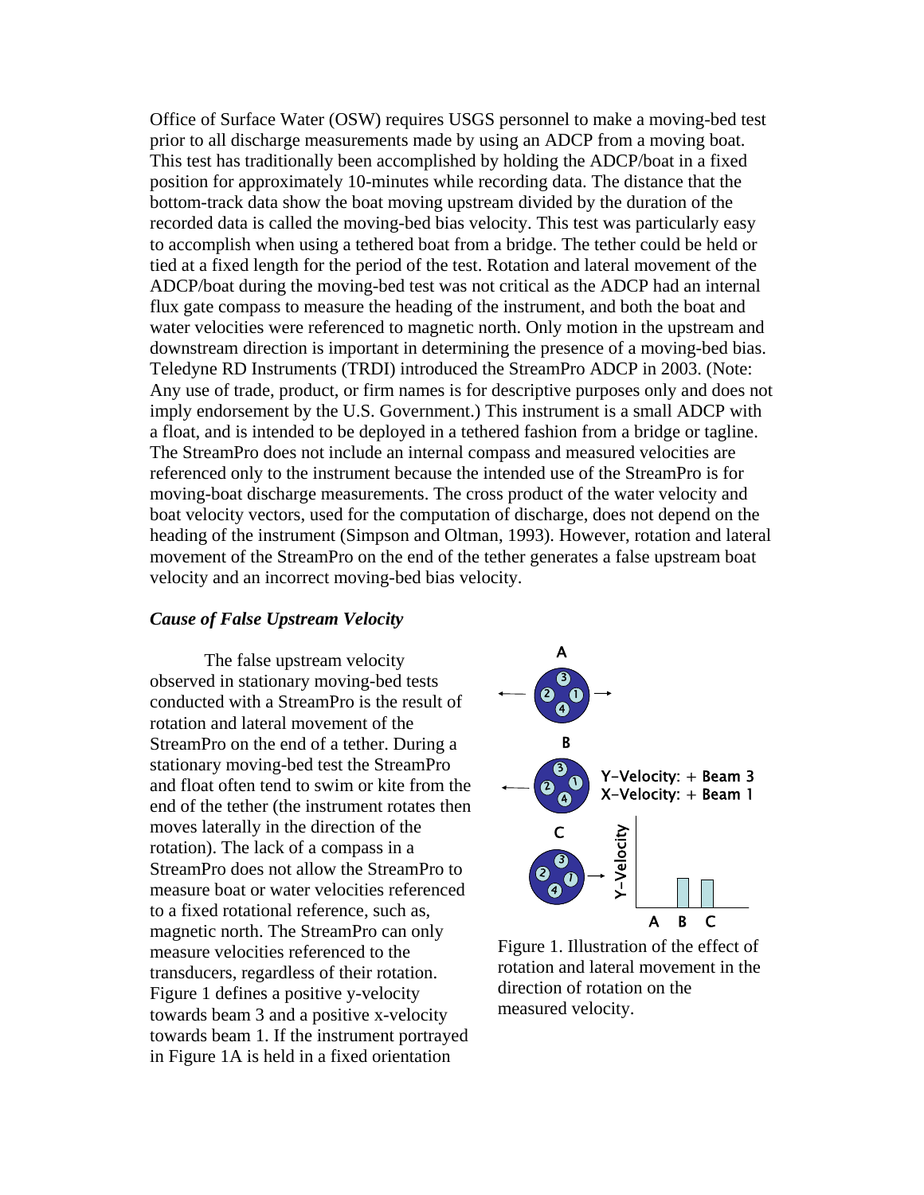Office of Surface Water (OSW) requires USGS personnel to make a moving-bed test prior to all discharge measurements made by using an ADCP from a moving boat. This test has traditionally been accomplished by holding the ADCP/boat in a fixed position for approximately 10-minutes while recording data. The distance that the bottom-track data show the boat moving upstream divided by the duration of the recorded data is called the moving-bed bias velocity. This test was particularly easy to accomplish when using a tethered boat from a bridge. The tether could be held or tied at a fixed length for the period of the test. Rotation and lateral movement of the ADCP/boat during the moving-bed test was not critical as the ADCP had an internal flux gate compass to measure the heading of the instrument, and both the boat and water velocities were referenced to magnetic north. Only motion in the upstream and downstream direction is important in determining the presence of a moving-bed bias. Teledyne RD Instruments (TRDI) introduced the StreamPro ADCP in 2003. (Note: Any use of trade, product, or firm names is for descriptive purposes only and does not imply endorsement by the U.S. Government.) This instrument is a small ADCP with a float, and is intended to be deployed in a tethered fashion from a bridge or tagline. The StreamPro does not include an internal compass and measured velocities are referenced only to the instrument because the intended use of the StreamPro is for moving-boat discharge measurements. The cross product of the water velocity and boat velocity vectors, used for the computation of discharge, does not depend on the heading of the instrument (Simpson and Oltman, 1993). However, rotation and lateral movement of the StreamPro on the end of the tether generates a false upstream boat velocity and an incorrect moving-bed bias velocity.

### *Cause of False Upstream Velocity*

The false upstream velocity observed in stationary moving-bed tests conducted with a StreamPro is the result of rotation and lateral movement of the StreamPro on the end of a tether. During a stationary moving-bed test the StreamPro and float often tend to swim or kite from the end of the tether (the instrument rotates then moves laterally in the direction of the rotation). The lack of a compass in a StreamPro does not allow the StreamPro to measure boat or water velocities referenced to a fixed rotational reference, such as, magnetic north. The StreamPro can only measure velocities referenced to the transducers, regardless of their rotation. Figure 1 defines a positive y-velocity towards beam 3 and a positive x-velocity towards beam 1. If the instrument portrayed in Figure 1A is held in a fixed orientation

Figure 1. Illustration of the effect of rotation and lateral movement in the direction of rotation on the measured velocity.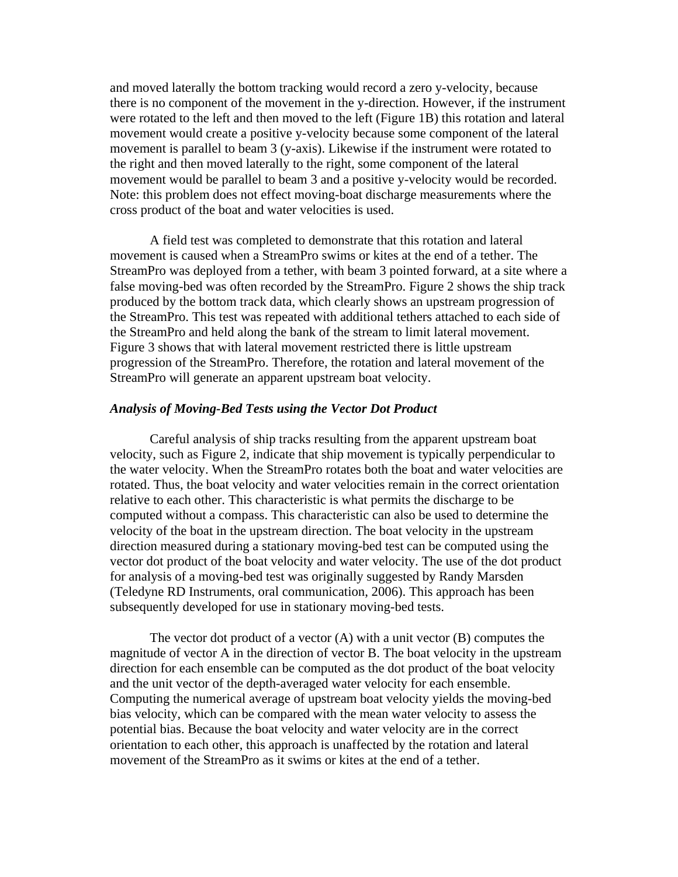and moved laterally the bottom tracking would record a zero y-velocity, because there is no component of the movement in the y-direction. However, if the instrument were rotated to the left and then moved to the left (Figure 1B) this rotation and lateral movement would create a positive y-velocity because some component of the lateral movement is parallel to beam 3 (y-axis). Likewise if the instrument were rotated to the right and then moved laterally to the right, some component of the lateral movement would be parallel to beam 3 and a positive y-velocity would be recorded. Note: this problem does not effect moving-boat discharge measurements where the cross product of the boat and water velocities is used.

A field test was completed to demonstrate that this rotation and lateral movement is caused when a StreamPro swims or kites at the end of a tether. The StreamPro was deployed from a tether, with beam 3 pointed forward, at a site where a false moving-bed was often recorded by the StreamPro. Figure 2 shows the ship track produced by the bottom track data, which clearly shows an upstream progression of the StreamPro. This test was repeated with additional tethers attached to each side of the StreamPro and held along the bank of the stream to limit lateral movement. Figure 3 shows that with lateral movement restricted there is little upstream progression of the StreamPro. Therefore, the rotation and lateral movement of the StreamPro will generate an apparent upstream boat velocity.

### *Analysis of Moving-Bed Tests using the Vector Dot Product*

Careful analysis of ship tracks resulting from the apparent upstream boat velocity, such as Figure 2, indicate that ship movement is typically perpendicular to the water velocity. When the StreamPro rotates both the boat and water velocities are rotated. Thus, the boat velocity and water velocities remain in the correct orientation relative to each other. This characteristic is what permits the discharge to be computed without a compass. This characteristic can also be used to determine the velocity of the boat in the upstream direction. The boat velocity in the upstream direction measured during a stationary moving-bed test can be computed using the vector dot product of the boat velocity and water velocity. The use of the dot product for analysis of a moving-bed test was originally suggested by Randy Marsden (Teledyne RD Instruments, oral communication, 2006). This approach has been subsequently developed for use in stationary moving-bed tests.

The vector dot product of a vector (A) with a unit vector (B) computes the magnitude of vector A in the direction of vector B. The boat velocity in the upstream direction for each ensemble can be computed as the dot product of the boat velocity and the unit vector of the depth-averaged water velocity for each ensemble. Computing the numerical average of upstream boat velocity yields the moving-bed bias velocity, which can be compared with the mean water velocity to assess the potential bias. Because the boat velocity and water velocity are in the correct orientation to each other, this approach is unaffected by the rotation and lateral movement of the StreamPro as it swims or kites at the end of a tether.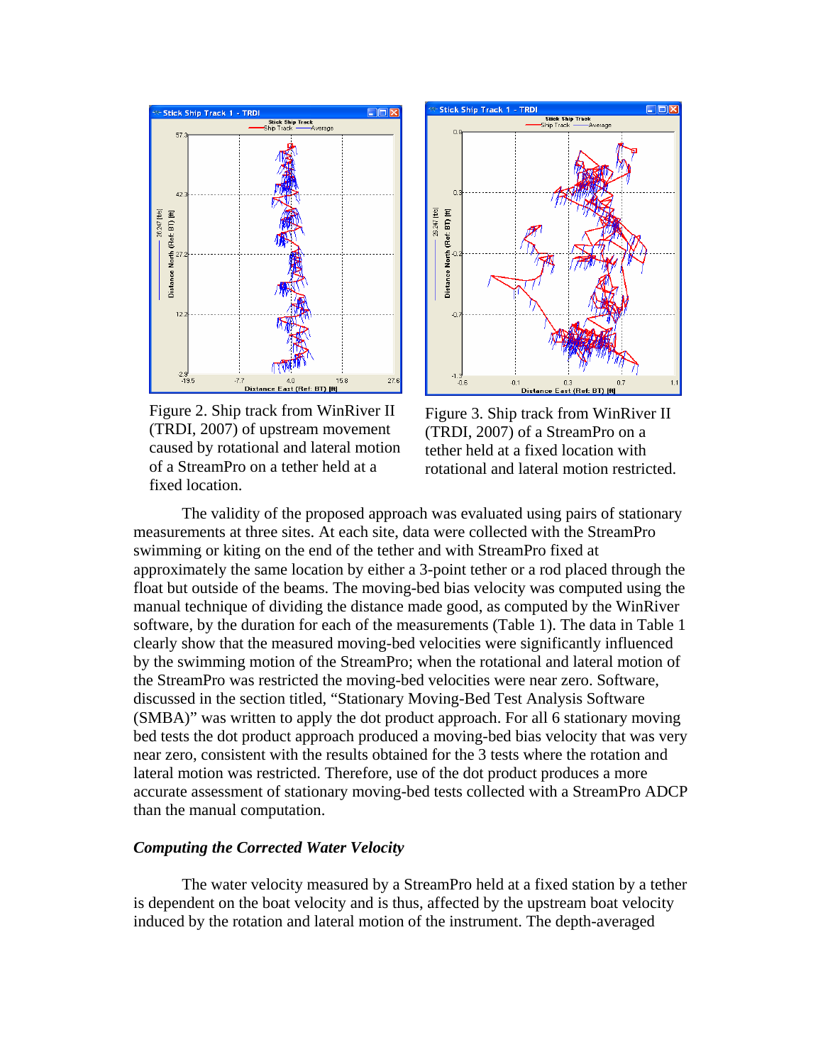Figure 2. Ship track from WinRiver II (TRDI, 2007) of upstream movement caused by rotational and lateral motion of a StreamPro on a tether held at a fixed location.

Figure 3. Ship track from WinRiver II (TRDI, 2007) of a StreamPro on a tether held at a fixed location with rotational and lateral motion restricted.

The validity of the proposed approach was evaluated using pairs of stationary measurements at three sites. At each site, data were collected with the StreamPro swimming or kiting on the end of the tether and with StreamPro fixed at approximately the same location by either a 3-point tether or a rod placed through the float but outside of the beams. The moving-bed bias velocity was computed using the manual technique of dividing the distance made good, as computed by the WinRiver software, by the duration for each of the measurements (Table 1). The data in Table 1 clearly show that the measured moving-bed velocities were significantly influenced by the swimming motion of the StreamPro; when the rotational and lateral motion of the StreamPro was restricted the moving-bed velocities were near zero. Software, discussed in the section titled, "Stationary Moving-Bed Test Analysis Software (SMBA)" was written to apply the dot product approach. For all 6 stationary moving bed tests the dot product approach produced a moving-bed bias velocity that was very near zero, consistent with the results obtained for the 3 tests where the rotation and lateral motion was restricted. Therefore, use of the dot product produces a more accurate assessment of stationary moving-bed tests collected with a StreamPro ADCP than the manual computation.

### *Computing the Corrected Water Velocity*

The water velocity measured by a StreamPro held at a fixed station by a tether is dependent on the boat velocity and is thus, affected by the upstream boat velocity induced by the rotation and lateral motion of the instrument. The depth-averaged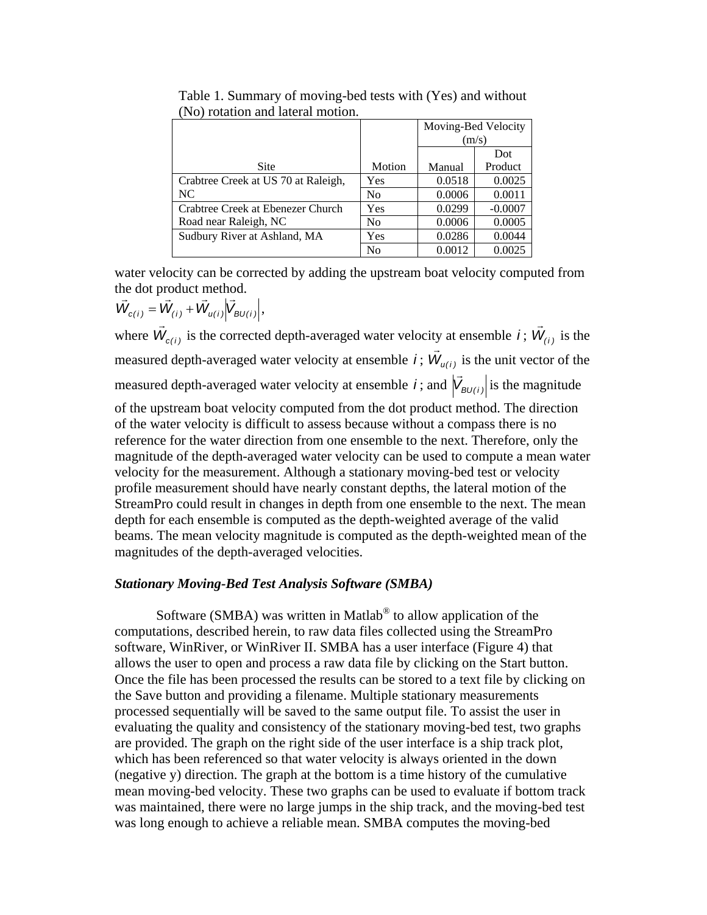Table 1. Summary of moving-bed tests with (Yes) and without (No) rotation and lateral motion.

| Site | Motion | Moving-Bed Velocity (m/s) | |
|---|---|---|---|
| | | Manual | Dot Product |
| Crabtree Creek at US 70 at Raleigh, NC | Yes | 0.0518 | 0.0025 |
| | No | 0.0006 | 0.0011 |
| Crabtree Creek at Ebenezer Church Road near Raleigh, NC | Yes | 0.0299 | -0.0007 |
| | No | 0.0006 | 0.0005 |
| Sudbury River at Ashland, MA | Yes | 0.0286 | 0.0044 |
| | No | 0.0012 | 0.0025 |

water velocity can be corrected by adding the upstream boat velocity computed from the dot product method.

$$\vec{W}_{c(i)} = \vec{W}_{(i)} + \vec{W}_{u(i)} \left| \vec{V}_{BU(i)} \right|,$$

where $\vec{W}_{c(i)}$ is the corrected depth-averaged water velocity at ensemble $i$; $\vec{W}_{(i)}$ is the measured depth-averaged water velocity at ensemble $i$; $\vec{W}_{u(i)}$ is the unit vector of the measured depth-averaged water velocity at ensemble $i$; and $\left| \vec{V}_{BU(i)} \right|$ is the magnitude of the upstream boat velocity computed from the dot product method. The direction of the water velocity is difficult to assess because without a compass there is no reference for the water direction from one ensemble to the next. Therefore, only the magnitude of the depth-averaged water velocity can be used to compute a mean water velocity for the measurement. Although a stationary moving-bed test or velocity profile measurement should have nearly constant depths, the lateral motion of the StreamPro could result in changes in depth from one ensemble to the next. The mean depth for each ensemble is computed as the depth-weighted average of the valid beams. The mean velocity magnitude is computed as the depth-weighted mean of the magnitudes of the depth-averaged velocities.

***Stationary Moving-Bed Test Analysis Software (SMBA)***

Software (SMBA) was written in Matlab® to allow application of the computations, described herein, to raw data files collected using the StreamPro software, WinRiver, or WinRiver II. SMBA has a user interface (Figure 4) that allows the user to open and process a raw data file by clicking on the Start button. Once the file has been processed the results can be stored to a text file by clicking on the Save button and providing a filename. Multiple stationary measurements processed sequentially will be saved to the same output file. To assist the user in evaluating the quality and consistency of the stationary moving-bed test, two graphs are provided. The graph on the right side of the user interface is a ship track plot, which has been referenced so that water velocity is always oriented in the down (negative y) direction. The graph at the bottom is a time history of the cumulative mean moving-bed velocity. These two graphs can be used to evaluate if bottom track was maintained, there were no large jumps in the ship track, and the moving-bed test was long enough to achieve a reliable mean. SMBA computes the moving-bed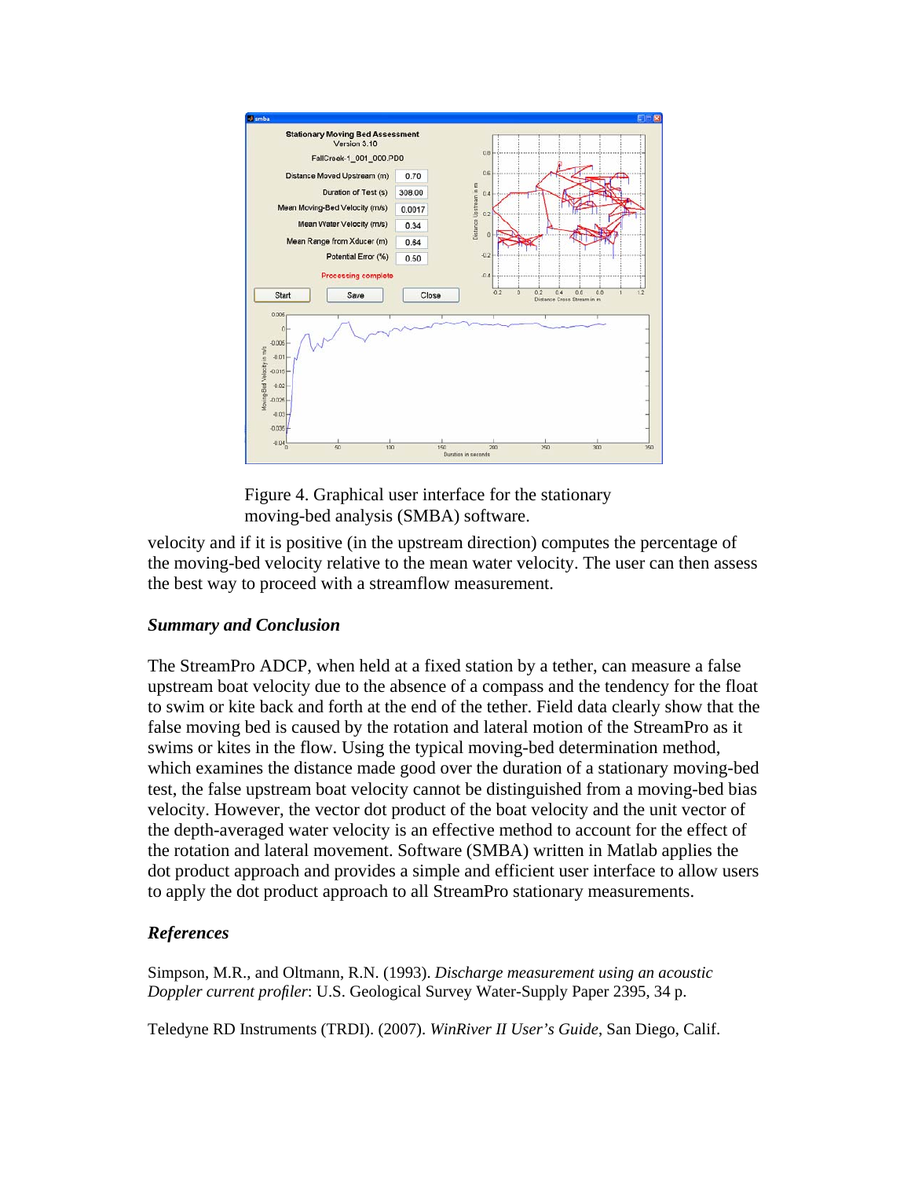smba

Stationary Moving Bed Assessment
Version 3.10

FallCreek-1_001_000.PD0

Distance Moved Upstream (m) 0.70
Duration of Test (s) 308.00
Mean Moving-Bed Velocity (m/s) 0.0017
Mean Water Velocity (m/s) 0.34
Mean Range from Xducer (m) 0.64
Potential Error (%) 0.50

Processing complete

Start Save Close

Distance Upstream in m
Distance Cross Stream in m

Moving-Bed Velocity in m/s
Duration in seconds

Figure 4. Graphical user interface for the stationary moving-bed analysis (SMBA) software.

velocity and if it is positive (in the upstream direction) computes the percentage of the moving-bed velocity relative to the mean water velocity. The user can then assess the best way to proceed with a streamflow measurement.

### *Summary and Conclusion*

The StreamPro ADCP, when held at a fixed station by a tether, can measure a false upstream boat velocity due to the absence of a compass and the tendency for the float to swim or kite back and forth at the end of the tether. Field data clearly show that the false moving bed is caused by the rotation and lateral motion of the StreamPro as it swims or kites in the flow. Using the typical moving-bed determination method, which examines the distance made good over the duration of a stationary moving-bed test, the false upstream boat velocity cannot be distinguished from a moving-bed bias velocity. However, the vector dot product of the boat velocity and the unit vector of the depth-averaged water velocity is an effective method to account for the effect of the rotation and lateral movement. Software (SMBA) written in Matlab applies the dot product approach and provides a simple and efficient user interface to allow users to apply the dot product approach to all StreamPro stationary measurements.

### *References*

Simpson, M.R., and Oltmann, R.N. (1993). *Discharge measurement using an acoustic Doppler current profiler*: U.S. Geological Survey Water-Supply Paper 2395, 34 p.

Teledyne RD Instruments (TRDI). (2007). *WinRiver II User's Guide*, San Diego, Calif.